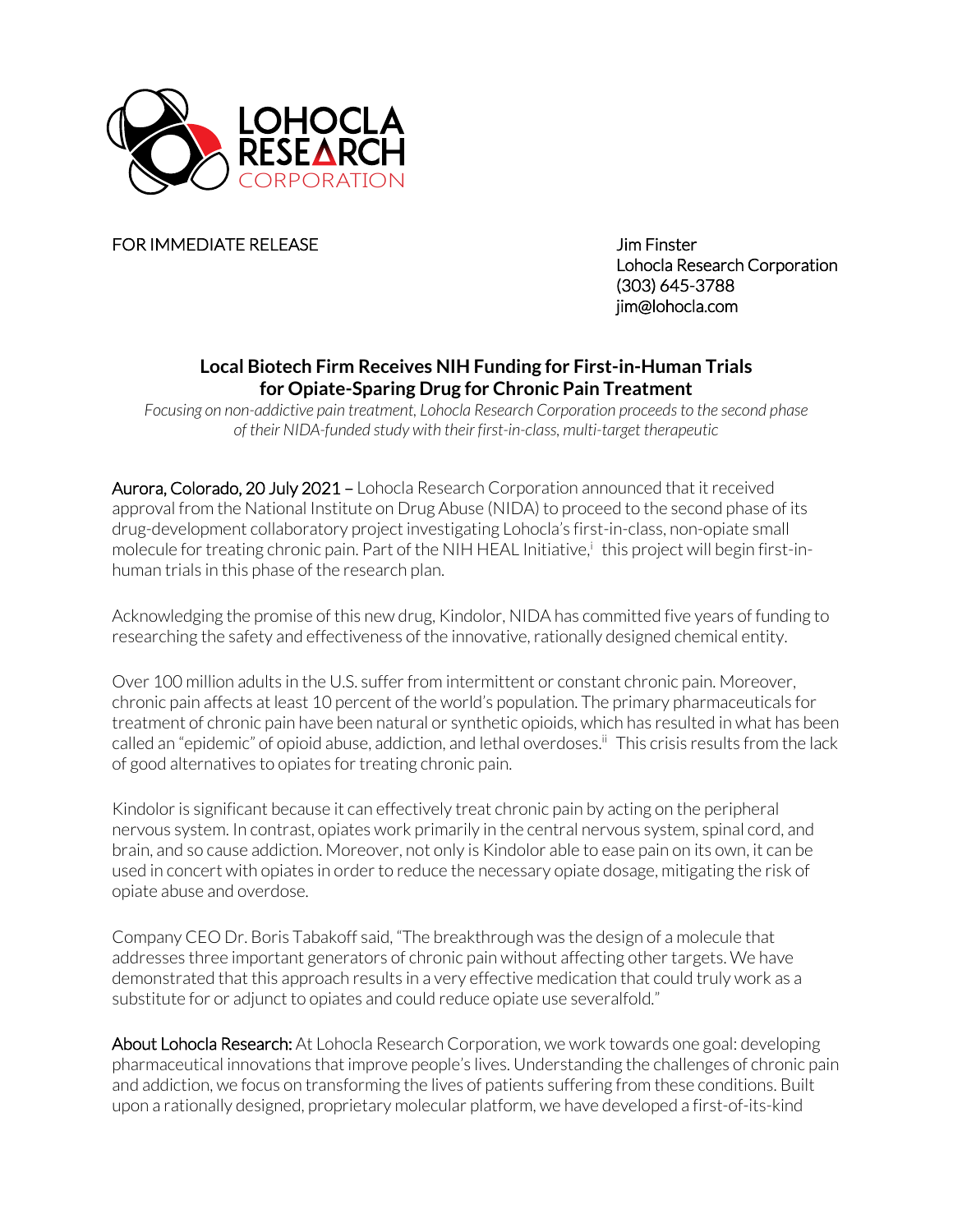LOHOCLA RESEARCH CORPORATION

FOR IMMEDIATE RELEASE

Jim Finster
Lohocla Research Corporation
(303) 645-3788
jim@lohocla.com

## Local Biotech Firm Receives NIH Funding for First-in-Human Trials for Opiate-Sparing Drug for Chronic Pain Treatment

*Focusing on non-addictive pain treatment, Lohocla Research Corporation proceeds to the second phase of their NIDA-funded study with their first-in-class, multi-target therapeutic*

Aurora, Colorado, 20 July 2021 – Lohocla Research Corporation announced that it received approval from the National Institute on Drug Abuse (NIDA) to proceed to the second phase of its drug-development collaboratory project investigating Lohocla's first-in-class, non-opiate small molecule for treating chronic pain. Part of the NIH HEAL Initiative,[i] this project will begin first-in-human trials in this phase of the research plan.

Acknowledging the promise of this new drug, Kindolor, NIDA has committed five years of funding to researching the safety and effectiveness of the innovative, rationally designed chemical entity.

Over 100 million adults in the U.S. suffer from intermittent or constant chronic pain. Moreover, chronic pain affects at least 10 percent of the world's population. The primary pharmaceuticals for treatment of chronic pain have been natural or synthetic opioids, which has resulted in what has been called an "epidemic" of opioid abuse, addiction, and lethal overdoses.[ii] This crisis results from the lack of good alternatives to opiates for treating chronic pain.

Kindolor is significant because it can effectively treat chronic pain by acting on the peripheral nervous system. In contrast, opiates work primarily in the central nervous system, spinal cord, and brain, and so cause addiction. Moreover, not only is Kindolor able to ease pain on its own, it can be used in concert with opiates in order to reduce the necessary opiate dosage, mitigating the risk of opiate abuse and overdose.

Company CEO Dr. Boris Tabakoff said, "The breakthrough was the design of a molecule that addresses three important generators of chronic pain without affecting other targets. We have demonstrated that this approach results in a very effective medication that could truly work as a substitute for or adjunct to opiates and could reduce opiate use severalfold."

About Lohocla Research: At Lohocla Research Corporation, we work towards one goal: developing pharmaceutical innovations that improve people's lives. Understanding the challenges of chronic pain and addiction, we focus on transforming the lives of patients suffering from these conditions. Built upon a rationally designed, proprietary molecular platform, we have developed a first-of-its-kind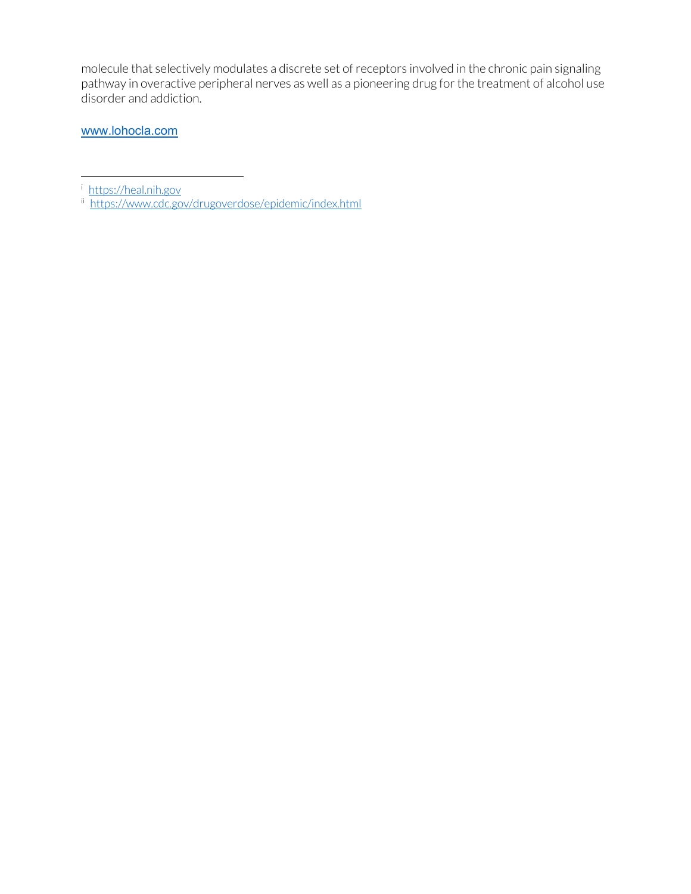molecule that selectively modulates a discrete set of receptors involved in the chronic pain signaling pathway in overactive peripheral nerves as well as a pioneering drug for the treatment of alcohol use disorder and addiction.

[www.lohocla.com](http://www.lohocla.com)

---

[i] https://heal.nih.gov

[ii] https://www.cdc.gov/drugoverdose/epidemic/index.html